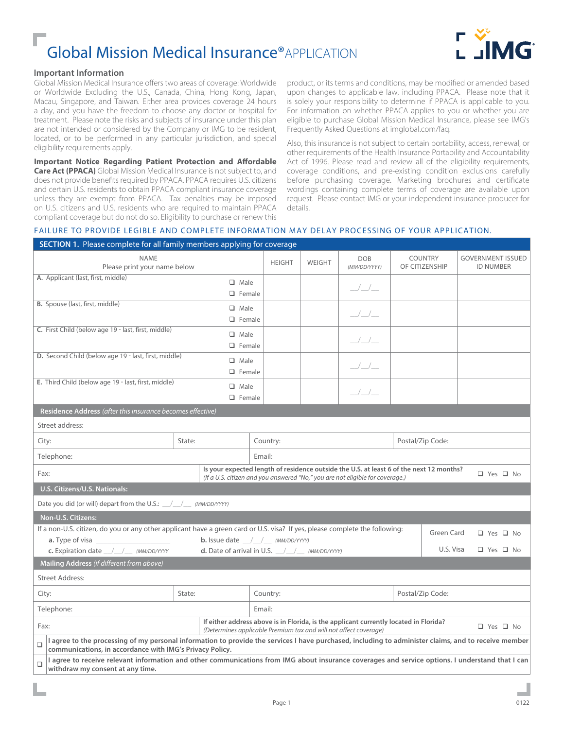# Global Mission Medical Insurance® APPLICATION

## Important Information

Global Mission Medical Insurance offers two areas of coverage: Worldwide or Worldwide Excluding the U.S., Canada, China, Hong Kong, Japan, Macau, Singapore, and Taiwan. Either area provides coverage 24 hours a day, and you have the freedom to choose any doctor or hospital for treatment. Please note the risks and subjects of insurance under this plan are not intended or considered by the Company or IMG to be resident, located, or to be performed in any particular jurisdiction, and special eligibility requirements apply.

**Important Notice Regarding Patient Protection and Affordable Care Act (PPACA)** Global Mission Medical Insurance is not subject to, and does not provide benefits required by PPACA. PPACA requires U.S. citizens and certain U.S. residents to obtain PPACA compliant insurance coverage unless they are exempt from PPACA. Tax penalties may be imposed on U.S. citizens and U.S. residents who are required to maintain PPACA compliant coverage but do not do so. Eligibility to purchase or renew this product, or its terms and conditions, may be modified or amended based upon changes to applicable law, including PPACA. Please note that it is solely your responsibility to determine if PPACA is applicable to you. For information on whether PPACA applies to you or whether you are eligible to purchase Global Mission Medical Insurance, please see IMG's Frequently Asked Questions at imglobal.com/faq.

Also, this insurance is not subject to certain portability, access, renewal, or other requirements of the Health Insurance Portability and Accountability Act of 1996. Please read and review all of the eligibility requirements, coverage conditions, and pre-existing condition exclusions carefully before purchasing coverage. Marketing brochures and certificate wordings containing complete terms of coverage are available upon request. Please contact IMG or your independent insurance producer for details.

FAILURE TO PROVIDE LEGIBLE AND COMPLETE INFORMATION MAY DELAY PROCESSING OF YOUR APPLICATION.

**SECTION 1.** Please complete for all family members applying for coverage

| NAME<br>Please print your name below | | HEIGHT | WEIGHT | DOB *(MM/DD/YYYY)* | COUNTRY OF CITIZENSHIP | GOVERNMENT ISSUED ID NUMBER |
|---|---|---|---|---|---|---|
| A. Applicant (last, first, middle) | ☐ Male ☐ Female | | | \_\_/\_\_/\_\_ | | |
| B. Spouse (last, first, middle) | ☐ Male ☐ Female | | | \_\_/\_\_/\_\_ | | |
| C. First Child (below age 19 - last, first, middle) | ☐ Male ☐ Female | | | \_\_/\_\_/\_\_ | | |
| D. Second Child (below age 19 - last, first, middle) | ☐ Male ☐ Female | | | \_\_/\_\_/\_\_ | | |
| E. Third Child (below age 19 - last, first, middle) | ☐ Male ☐ Female | | | \_\_/\_\_/\_\_ | | |

**Residence Address** *(after this insurance becomes effective)*

Street address:

| City: | State: | Country: | Postal/Zip Code: |
|---|---|---|---|

Telephone: | Email:

Fax:

**Is your expected length of residence outside the U.S. at least 6 of the next 12 months?** *(If a U.S. citizen and you answered "No," you are not eligible for coverage.)* ☐ Yes ☐ No

**U.S. Citizens/U.S. Nationals:**

Date you did (or will) depart from the U.S.: \_\_/\_\_/\_\_ *(MM/DD/YYYY)*

**Non-U.S. Citizens:**

If a non-U.S. citizen, do you or any other applicant have a green card or U.S. visa? If yes, please complete the following:

- **a.** Type of visa \_\_\_\_\_\_\_\_\_\_\_\_\_\_\_\_
- **b.** Issue date \_\_/\_\_/\_\_ *(MM/DD/YYYY)*
- **c.** Expiration date \_\_/\_\_/\_\_ *(MM/DD/YYYY)*
- **d.** Date of arrival in U.S. \_\_/\_\_/\_\_ *(MM/DD/YYYY)*

Green Card ☐ Yes ☐ No

U.S. Visa ☐ Yes ☐ No

**Mailing Address** *(if different from above)*

Street Address:

| City: | State: | Country: | Postal/Zip Code: |
|---|---|---|---|

Telephone: | Email:

Fax:

**If either address above is in Florida, is the applicant currently located in Florida?** *(Determines applicable Premium tax and will not affect coverage)* ☐ Yes ☐ No

☐ **I agree to the processing of my personal information to provide the services I have purchased, including to administer claims, and to receive member communications, in accordance with IMG's Privacy Policy.**

☐ **I agree to receive relevant information and other communications from IMG about insurance coverages and service options. I understand that I can withdraw my consent at any time.**

0122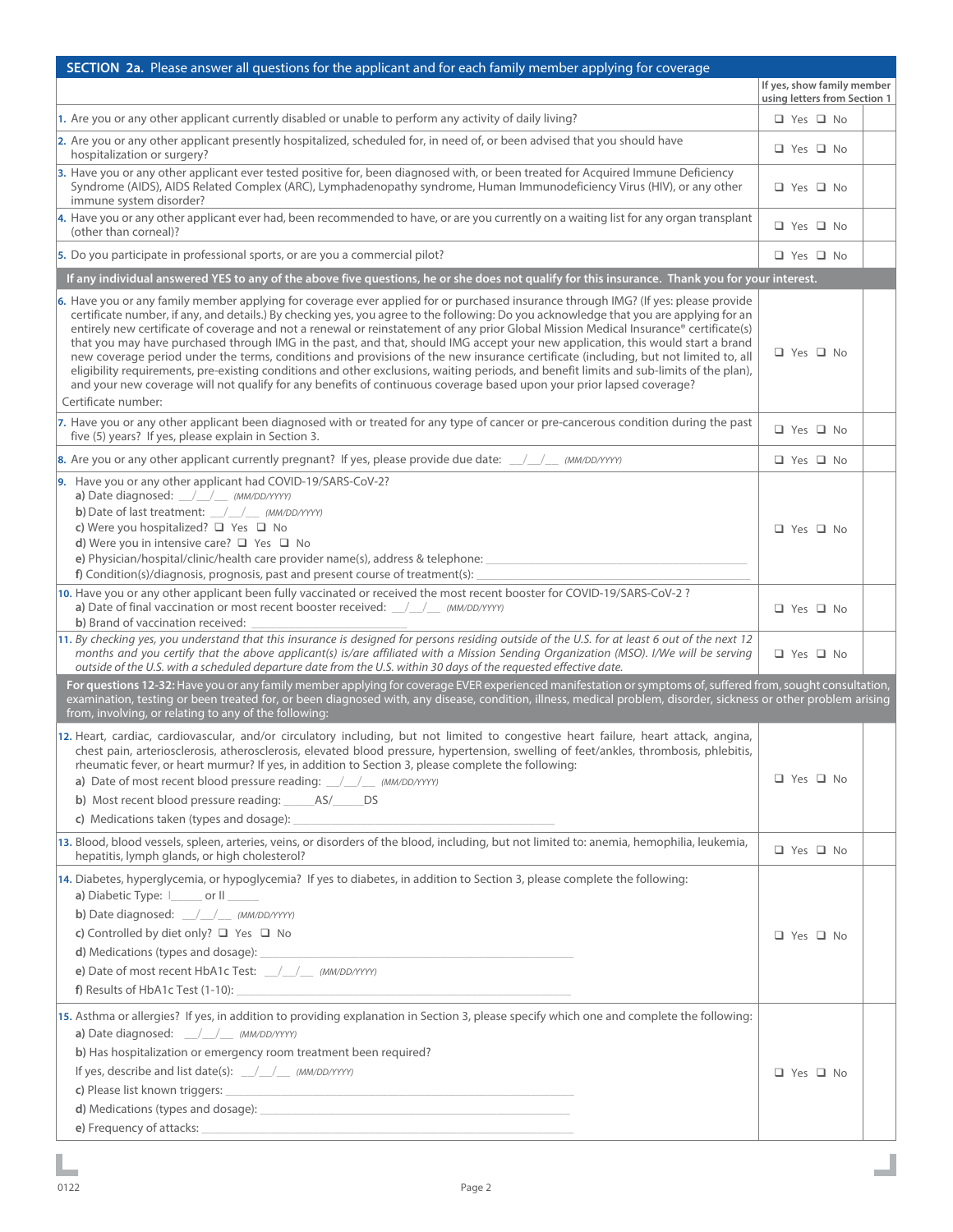## SECTION 2a. Please answer all questions for the applicant and for each family member applying for coverage

| | | If yes, show family member using letters from Section 1 |
|---|---|---|
| 1. Are you or any other applicant currently disabled or unable to perform any activity of daily living? | ❑ Yes ❑ No | |
| 2. Are you or any other applicant presently hospitalized, scheduled for, in need of, or been advised that you should have hospitalization or surgery? | ❑ Yes ❑ No | |
| 3. Have you or any other applicant ever tested positive for, been diagnosed with, or been treated for Acquired Immune Deficiency Syndrome (AIDS), AIDS Related Complex (ARC), Lymphadenopathy syndrome, Human Immunodeficiency Virus (HIV), or any other immune system disorder? | ❑ Yes ❑ No | |
| 4. Have you or any other applicant ever had, been recommended to have, or are you currently on a waiting list for any organ transplant (other than corneal)? | ❑ Yes ❑ No | |
| 5. Do you participate in professional sports, or are you a commercial pilot? | ❑ Yes ❑ No | |
| **If any individual answered YES to any of the above five questions, he or she does not qualify for this insurance. Thank you for your interest.** | | |
| 6. Have you or any family member applying for coverage ever applied for or purchased insurance through IMG? (If yes: please provide certificate number, if any, and details.) By checking yes, you agree to the following: Do you acknowledge that you are applying for an entirely new certificate of coverage and not a renewal or reinstatement of any prior Global Mission Medical Insurance® certificate(s) that you may have purchased through IMG in the past, and that, should IMG accept your new application, this would start a brand new coverage period under the terms, conditions and provisions of the new insurance certificate (including, but not limited to, all eligibility requirements, pre-existing conditions and other exclusions, waiting periods, and benefit limits and sub-limits of the plan), and your new coverage will not qualify for any benefits of continuous coverage based upon your prior lapsed coverage? Certificate number: | ❑ Yes ❑ No | |
| 7. Have you or any other applicant been diagnosed with or treated for any type of cancer or pre-cancerous condition during the past five (5) years? If yes, please explain in Section 3. | ❑ Yes ❑ No | |
| 8. Are you or any other applicant currently pregnant? If yes, please provide due date: \_\_/\_\_/\_\_ *(MM/DD/YYYY)* | ❑ Yes ❑ No | |
| 9. Have you or any other applicant had COVID-19/SARS-CoV-2? **a)** Date diagnosed: \_\_/\_\_/\_\_ *(MM/DD/YYYY)* **b)** Date of last treatment: \_\_/\_\_/\_\_ *(MM/DD/YYYY)* **c)** Were you hospitalized? ❑ Yes ❑ No **d)** Were you in intensive care? ❑ Yes ❑ No **e)** Physician/hospital/clinic/health care provider name(s), address & telephone: \_\_\_\_\_ **f)** Condition(s)/diagnosis, prognosis, past and present course of treatment(s): \_\_\_\_\_ | ❑ Yes ❑ No | |
| 10. Have you or any other applicant been fully vaccinated or received the most recent booster for COVID-19/SARS-CoV-2 ? **a)** Date of final vaccination or most recent booster received: \_\_/\_\_/\_\_ *(MM/DD/YYYY)* **b)** Brand of vaccination received: \_\_\_\_\_ | ❑ Yes ❑ No | |
| 11. *By checking yes, you understand that this insurance is designed for persons residing outside of the U.S. for at least 6 out of the next 12 months and you certify that the above applicant(s) is/are affiliated with a Mission Sending Organization (MSO). I/We will be serving outside of the U.S. with a scheduled departure date from the U.S. within 30 days of the requested effective date.* | ❑ Yes ❑ No | |
| **For questions 12-32:** Have you or any family member applying for coverage EVER experienced manifestation or symptoms of, suffered from, sought consultation, examination, testing or been treated for, or been diagnosed with, any disease, condition, illness, medical problem, disorder, sickness or other problem arising from, involving, or relating to any of the following: | | |
| 12. Heart, cardiac, cardiovascular, and/or circulatory including, but not limited to congestive heart failure, heart attack, angina, chest pain, arteriosclerosis, atherosclerosis, elevated blood pressure, hypertension, swelling of feet/ankles, thrombosis, phlebitis, rheumatic fever, or heart murmur? If yes, in addition to Section 3, please complete the following: **a)** Date of most recent blood pressure reading: \_\_/\_\_/\_\_ *(MM/DD/YYYY)* **b)** Most recent blood pressure reading: \_\_\_\_\_AS/\_\_\_\_\_DS **c)** Medications taken (types and dosage): \_\_\_\_\_ | ❑ Yes ❑ No | |
| 13. Blood, blood vessels, spleen, arteries, veins, or disorders of the blood, including, but not limited to: anemia, hemophilia, leukemia, hepatitis, lymph glands, or high cholesterol? | ❑ Yes ❑ No | |
| 14. Diabetes, hyperglycemia, or hypoglycemia? If yes to diabetes, in addition to Section 3, please complete the following: **a)** Diabetic Type: I\_\_\_\_\_ or II \_\_\_\_\_ **b)** Date diagnosed: \_\_/\_\_/\_\_ *(MM/DD/YYYY)* **c)** Controlled by diet only? ❑ Yes ❑ No **d)** Medications (types and dosage): \_\_\_\_\_ **e)** Date of most recent HbA1c Test: \_\_/\_\_/\_\_ *(MM/DD/YYYY)* **f)** Results of HbA1c Test (1-10): \_\_\_\_\_ | ❑ Yes ❑ No | |
| 15. Asthma or allergies? If yes, in addition to providing explanation in Section 3, please specify which one and complete the following: **a)** Date diagnosed: \_\_/\_\_/\_\_ *(MM/DD/YYYY)* **b)** Has hospitalization or emergency room treatment been required? If yes, describe and list date(s): \_\_/\_\_/\_\_ *(MM/DD/YYYY)* **c)** Please list known triggers: \_\_\_\_\_ **d)** Medications (types and dosage): \_\_\_\_\_ **e)** Frequency of attacks: \_\_\_\_\_ | ❑ Yes ❑ No | |

0122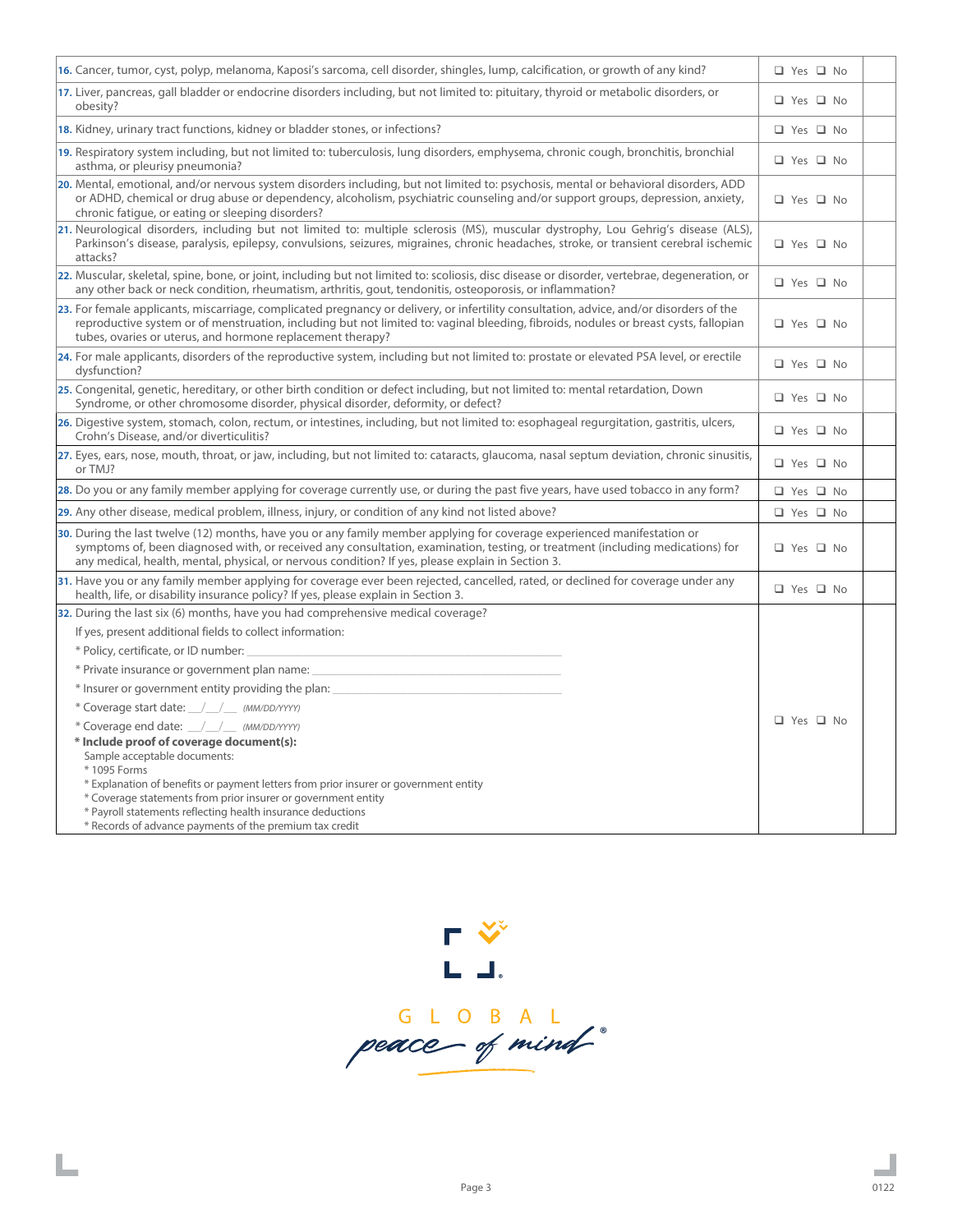| | | |
|---|---|---|
| **16.** Cancer, tumor, cyst, polyp, melanoma, Kaposi's sarcoma, cell disorder, shingles, lump, calcification, or growth of any kind? | ❑ Yes ❑ No | |
| **17.** Liver, pancreas, gall bladder or endocrine disorders including, but not limited to: pituitary, thyroid or metabolic disorders, or obesity? | ❑ Yes ❑ No | |
| **18.** Kidney, urinary tract functions, kidney or bladder stones, or infections? | ❑ Yes ❑ No | |
| **19.** Respiratory system including, but not limited to: tuberculosis, lung disorders, emphysema, chronic cough, bronchitis, bronchial asthma, or pleurisy pneumonia? | ❑ Yes ❑ No | |
| **20.** Mental, emotional, and/or nervous system disorders including, but not limited to: psychosis, mental or behavioral disorders, ADD or ADHD, chemical or drug abuse or dependency, alcoholism, psychiatric counseling and/or support groups, depression, anxiety, chronic fatigue, or eating or sleeping disorders? | ❑ Yes ❑ No | |
| **21.** Neurological disorders, including but not limited to: multiple sclerosis (MS), muscular dystrophy, Lou Gehrig's disease (ALS), Parkinson's disease, paralysis, epilepsy, convulsions, seizures, migraines, chronic headaches, stroke, or transient cerebral ischemic attacks? | ❑ Yes ❑ No | |
| **22.** Muscular, skeletal, spine, bone, or joint, including but not limited to: scoliosis, disc disease or disorder, vertebrae, degeneration, or any other back or neck condition, rheumatism, arthritis, gout, tendonitis, osteoporosis, or inflammation? | ❑ Yes ❑ No | |
| **23.** For female applicants, miscarriage, complicated pregnancy or delivery, or infertility consultation, advice, and/or disorders of the reproductive system or of menstruation, including but not limited to: vaginal bleeding, fibroids, nodules or breast cysts, fallopian tubes, ovaries or uterus, and hormone replacement therapy? | ❑ Yes ❑ No | |
| **24.** For male applicants, disorders of the reproductive system, including but not limited to: prostate or elevated PSA level, or erectile dysfunction? | ❑ Yes ❑ No | |
| **25.** Congenital, genetic, hereditary, or other birth condition or defect including, but not limited to: mental retardation, Down Syndrome, or other chromosome disorder, physical disorder, deformity, or defect? | ❑ Yes ❑ No | |
| **26.** Digestive system, stomach, colon, rectum, or intestines, including, but not limited to: esophageal regurgitation, gastritis, ulcers, Crohn's Disease, and/or diverticulitis? | ❑ Yes ❑ No | |
| **27.** Eyes, ears, nose, mouth, throat, or jaw, including, but not limited to: cataracts, glaucoma, nasal septum deviation, chronic sinusitis, or TMJ? | ❑ Yes ❑ No | |
| **28.** Do you or any family member applying for coverage currently use, or during the past five years, have used tobacco in any form? | ❑ Yes ❑ No | |
| **29.** Any other disease, medical problem, illness, injury, or condition of any kind not listed above? | ❑ Yes ❑ No | |
| **30.** During the last twelve (12) months, have you or any family member applying for coverage experienced manifestation or symptoms of, been diagnosed with, or received any consultation, examination, testing, or treatment (including medications) for any medical, health, mental, physical, or nervous condition? If yes, please explain in Section 3. | ❑ Yes ❑ No | |
| **31.** Have you or any family member applying for coverage ever been rejected, cancelled, rated, or declined for coverage under any health, life, or disability insurance policy? If yes, please explain in Section 3. | ❑ Yes ❑ No | |
| **32.** During the last six (6) months, have you had comprehensive medical coverage?<br>If yes, present additional fields to collect information:<br>* Policy, certificate, or ID number: ______________________<br>* Private insurance or government plan name: ______________________<br>* Insurer or government entity providing the plan: ______________________<br>* Coverage start date: __/__/__ *(MM/DD/YYYY)*<br>* Coverage end date: __/__/__ *(MM/DD/YYYY)*<br>**\* Include proof of coverage document(s):**<br>Sample acceptable documents:<br>* 1095 Forms<br>* Explanation of benefits or payment letters from prior insurer or government entity<br>* Coverage statements from prior insurer or government entity<br>* Payroll statements reflecting health insurance deductions<br>* Records of advance payments of the premium tax credit | ❑ Yes ❑ No | |

GLOBAL *peace of mind*®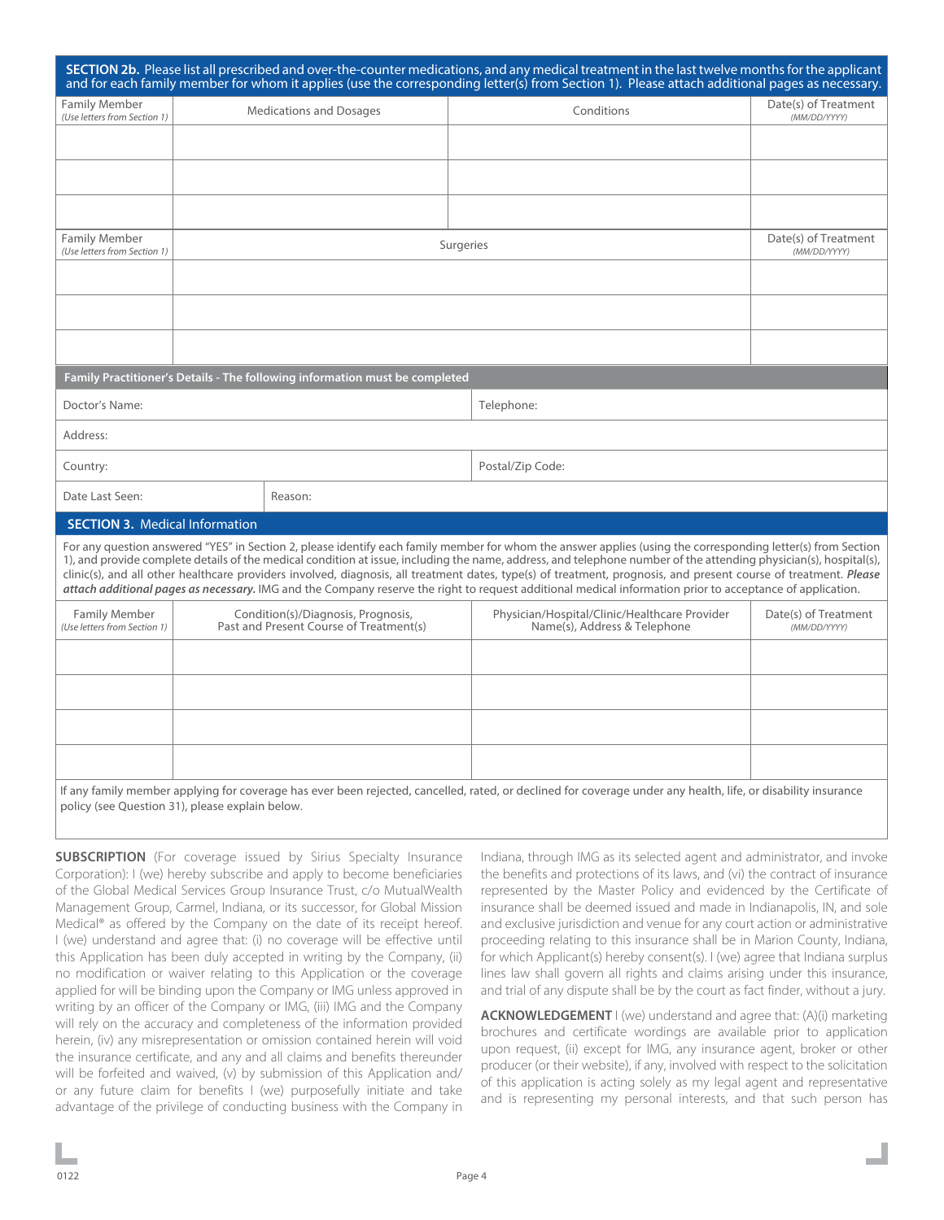## SECTION 2b. Please list all prescribed and over-the-counter medications, and any medical treatment in the last twelve months for the applicant and for each family member for whom it applies (use the corresponding letter(s) from Section 1). Please attach additional pages as necessary.

| Family Member *(Use letters from Section 1)* | Medications and Dosages | Conditions | Date(s) of Treatment *(MM/DD/YYYY)* |
|---|---|---|---|
| | | | |
| | | | |
| | | | |

| Family Member *(Use letters from Section 1)* | Surgeries | Date(s) of Treatment *(MM/DD/YYYY)* |
|---|---|---|
| | | |
| | | |
| | | |

**Family Practitioner's Details - The following information must be completed**

| | |
|---|---|
| Doctor's Name: | Telephone: |
| Address: | |
| Country: | Postal/Zip Code: |
| Date Last Seen: | Reason: |

## SECTION 3. Medical Information

For any question answered "YES" in Section 2, please identify each family member for whom the answer applies (using the corresponding letter(s) from Section 1), and provide complete details of the medical condition at issue, including the name, address, and telephone number of the attending physician(s), hospital(s), clinic(s), and all other healthcare providers involved, diagnosis, all treatment dates, type(s) of treatment, prognosis, and present course of treatment. ***Please attach additional pages as necessary.*** IMG and the Company reserve the right to request additional medical information prior to acceptance of application.

| Family Member *(Use letters from Section 1)* | Condition(s)/Diagnosis, Prognosis, Past and Present Course of Treatment(s) | Physician/Hospital/Clinic/Healthcare Provider Name(s), Address & Telephone | Date(s) of Treatment *(MM/DD/YYYY)* |
|---|---|---|---|
| | | | |
| | | | |
| | | | |
| | | | |

If any family member applying for coverage has ever been rejected, cancelled, rated, or declined for coverage under any health, life, or disability insurance policy (see Question 31), please explain below.

**SUBSCRIPTION** (For coverage issued by Sirius Specialty Insurance Corporation): I (we) hereby subscribe and apply to become beneficiaries of the Global Medical Services Group Insurance Trust, c/o MutualWealth Management Group, Carmel, Indiana, or its successor, for Global Mission Medical® as offered by the Company on the date of its receipt hereof. I (we) understand and agree that: (i) no coverage will be effective until this Application has been duly accepted in writing by the Company, (ii) no modification or waiver relating to this Application or the coverage applied for will be binding upon the Company or IMG unless approved in writing by an officer of the Company or IMG, (iii) IMG and the Company will rely on the accuracy and completeness of the information provided herein, (iv) any misrepresentation or omission contained herein will void the insurance certificate, and any and all claims and benefits thereunder will be forfeited and waived, (v) by submission of this Application and/or any future claim for benefits I (we) purposefully initiate and take advantage of the privilege of conducting business with the Company in Indiana, through IMG as its selected agent and administrator, and invoke the benefits and protections of its laws, and (vi) the contract of insurance represented by the Master Policy and evidenced by the Certificate of insurance shall be deemed issued and made in Indianapolis, IN, and sole and exclusive jurisdiction and venue for any court action or administrative proceeding relating to this insurance shall be in Marion County, Indiana, for which Applicant(s) hereby consent(s). I (we) agree that Indiana surplus lines law shall govern all rights and claims arising under this insurance, and trial of any dispute shall be by the court as fact finder, without a jury.

**ACKNOWLEDGEMENT** I (we) understand and agree that: (A)(i) marketing brochures and certificate wordings are available prior to application upon request, (ii) except for IMG, any insurance agent, broker or other producer (or their website), if any, involved with respect to the solicitation of this application is acting solely as my legal agent and representative and is representing my personal interests, and that such person has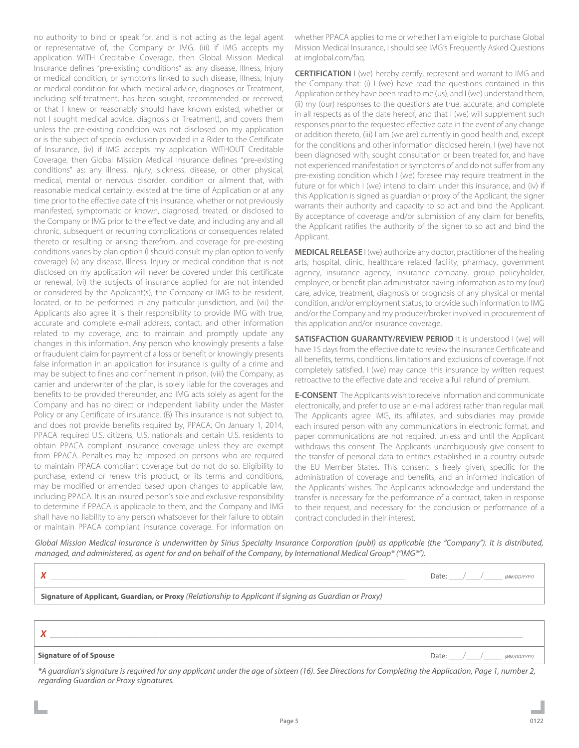no authority to bind or speak for, and is not acting as the legal agent or representative of, the Company or IMG, (iii) if IMG accepts my application WITH Creditable Coverage, then Global Mission Medical Insurance defines "pre-existing conditions" as: any disease, Illness, Injury or medical condition, or symptoms linked to such disease, Illness, Injury or medical condition for which medical advice, diagnoses or Treatment, including self-treatment, has been sought, recommended or received; or that I knew or reasonably should have known existed, whether or not I sought medical advice, diagnosis or Treatment), and covers them unless the pre-existing condition was not disclosed on my application or is the subject of special exclusion provided in a Rider to the Certificate of Insurance, (iv) if IMG accepts my application WITHOUT Creditable Coverage, then Global Mission Medical Insurance defines "pre-existing conditions" as: any illness, Injury, sickness, disease, or other physical, medical, mental or nervous disorder, condition or ailment that, with reasonable medical certainty, existed at the time of Application or at any time prior to the effective date of this insurance, whether or not previously manifested, symptomatic or known, diagnosed, treated, or disclosed to the Company or IMG prior to the effective date, and including any and all chronic, subsequent or recurring complications or consequences related thereto or resulting or arising therefrom, and coverage for pre-existing conditions varies by plan option (I should consult my plan option to verify coverage) (v) any disease, Illness, Injury or medical condition that is not disclosed on my application will never be covered under this certificate or renewal, (vi) the subjects of insurance applied for are not intended or considered by the Applicant(s), the Company or IMG to be resident, located, or to be performed in any particular jurisdiction, and (vii) the Applicants also agree it is their responsibility to provide IMG with true, accurate and complete e-mail address, contact, and other information related to my coverage, and to maintain and promptly update any changes in this information. Any person who knowingly presents a false or fraudulent claim for payment of a loss or benefit or knowingly presents false information in an application for insurance is guilty of a crime and may be subject to fines and confinement in prison. (viii) the Company, as carrier and underwriter of the plan, is solely liable for the coverages and benefits to be provided thereunder, and IMG acts solely as agent for the Company and has no direct or independent liability under the Master Policy or any Certificate of insurance. (B) This insurance is not subject to, and does not provide benefits required by, PPACA. On January 1, 2014, PPACA required U.S. citizens, U.S. nationals and certain U.S. residents to obtain PPACA compliant insurance coverage unless they are exempt from PPACA. Penalties may be imposed on persons who are required to maintain PPACA compliant coverage but do not do so. Eligibility to purchase, extend or renew this product, or its terms and conditions, may be modified or amended based upon changes to applicable law, including PPACA. It is an insured person's sole and exclusive responsibility to determine if PPACA is applicable to them, and the Company and IMG shall have no liability to any person whatsoever for their failure to obtain or maintain PPACA compliant insurance coverage. For information on whether PPACA applies to me or whether I am eligible to purchase Global Mission Medical Insurance, I should see IMG's Frequently Asked Questions at imglobal.com/faq.

**CERTIFICATION** I (we) hereby certify, represent and warrant to IMG and the Company that: (i) I (we) have read the questions contained in this Application or they have been read to me (us), and I (we) understand them, (ii) my (our) responses to the questions are true, accurate, and complete in all respects as of the date hereof, and that I (we) will supplement such responses prior to the requested effective date in the event of any change or addition thereto, (iii) I am (we are) currently in good health and, except for the conditions and other information disclosed herein, I (we) have not been diagnosed with, sought consultation or been treated for, and have not experienced manifestation or symptoms of and do not suffer from any pre-existing condition which I (we) foresee may require treatment in the future or for which I (we) intend to claim under this insurance, and (iv) if this Application is signed as guardian or proxy of the Applicant, the signer warrants their authority and capacity to so act and bind the Applicant. By acceptance of coverage and/or submission of any claim for benefits, the Applicant ratifies the authority of the signer to so act and bind the Applicant.

**MEDICAL RELEASE** I (we) authorize any doctor, practitioner of the healing arts, hospital, clinic, healthcare related facility, pharmacy, government agency, insurance agency, insurance company, group policyholder, employee, or benefit plan administrator having information as to my (our) care, advice, treatment, diagnosis or prognosis of any physical or mental condition, and/or employment status, to provide such information to IMG and/or the Company and my producer/broker involved in procurement of this application and/or insurance coverage.

**SATISFACTION GUARANTY/REVIEW PERIOD** It is understood I (we) will have 15 days from the effective date to review the insurance Certificate and all benefits, terms, conditions, limitations and exclusions of coverage. If not completely satisfied, I (we) may cancel this insurance by written request retroactive to the effective date and receive a full refund of premium.

**E-CONSENT** The Applicants wish to receive information and communicate electronically, and prefer to use an e-mail address rather than regular mail. The Applicants agree IMG, its affiliates, and subsidiaries may provide each insured person with any communications in electronic format, and paper communications are not required, unless and until the Applicant withdraws this consent. The Applicants unambiguously give consent to the transfer of personal data to entities established in a country outside the EU Member States. This consent is freely given, specific for the administration of coverage and benefits, and an informed indication of the Applicants' wishes. The Applicants acknowledge and understand the transfer is necessary for the performance of a contract, taken in response to their request, and necessary for the conclusion or performance of a contract concluded in their interest.

*Global Mission Medical Insurance is underwritten by Sirius Specialty Insurance Corporation (publ) as applicable (the "Company"). It is distributed, managed, and administered, as agent for and on behalf of the Company, by International Medical Group® ("IMG®").*

| *X* ______________________________________ | Date: ____/____/______ *(MM/DD/YYYY)* |
|---|---|
| **Signature of Applicant, Guardian, or Proxy** *(Relationship to Applicant if signing as Guardian or Proxy)* | |

| *X* ______________________________________ | |
|---|---|
| **Signature of Spouse** | Date: ____/____/______ *(MM/DD/YYYY)* |

*\*A guardian's signature is required for any applicant under the age of sixteen (16). See Directions for Completing the Application, Page 1, number 2, regarding Guardian or Proxy signatures.*

0122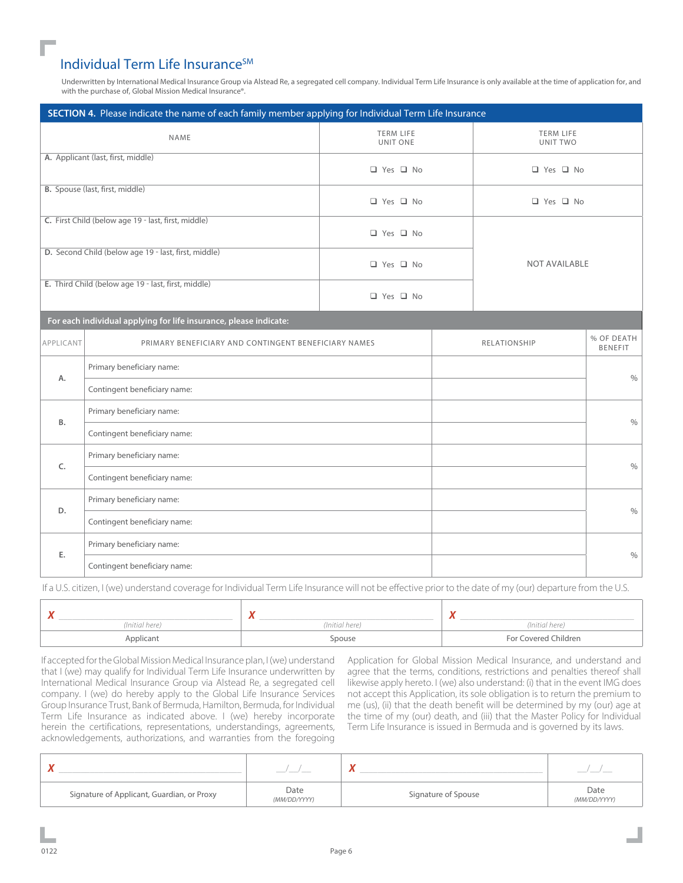# Individual Term Life Insurance[SM]

Underwritten by International Medical Insurance Group via Alstead Re, a segregated cell company. Individual Term Life Insurance is only available at the time of application for, and with the purchase of, Global Mission Medical Insurance®.

## SECTION 4. Please indicate the name of each family member applying for Individual Term Life Insurance

| NAME | TERM LIFE UNIT ONE | TERM LIFE UNIT TWO |
|---|---|---|
| A. Applicant (last, first, middle) | ❑ Yes ❑ No | ❑ Yes ❑ No |
| B. Spouse (last, first, middle) | ❑ Yes ❑ No | ❑ Yes ❑ No |
| C. First Child (below age 19 - last, first, middle) | ❑ Yes ❑ No | NOT AVAILABLE |
| D. Second Child (below age 19 - last, first, middle) | ❑ Yes ❑ No | |
| E. Third Child (below age 19 - last, first, middle) | ❑ Yes ❑ No | |

**For each individual applying for life insurance, please indicate:**

| APPLICANT | PRIMARY BENEFICIARY AND CONTINGENT BENEFICIARY NAMES | RELATIONSHIP | % OF DEATH BENEFIT |
|---|---|---|---|
| A. | Primary beneficiary name: | | % |
| | Contingent beneficiary name: | | |
| B. | Primary beneficiary name: | | % |
| | Contingent beneficiary name: | | |
| C. | Primary beneficiary name: | | % |
| | Contingent beneficiary name: | | |
| D. | Primary beneficiary name: | | % |
| | Contingent beneficiary name: | | |
| E. | Primary beneficiary name: | | % |
| | Contingent beneficiary name: | | |

If a U.S. citizen, I (we) understand coverage for Individual Term Life Insurance will not be effective prior to the date of my (our) departure from the U.S.

| X ______ (Initial here) | X ______ (Initial here) | X ______ (Initial here) |
|---|---|---|
| Applicant | Spouse | For Covered Children |

If accepted for the Global Mission Medical Insurance plan, I (we) understand that I (we) may qualify for Individual Term Life Insurance underwritten by International Medical Insurance Group via Alstead Re, a segregated cell company. I (we) do hereby apply to the Global Life Insurance Services Group Insurance Trust, Bank of Bermuda, Hamilton, Bermuda, for Individual Term Life Insurance as indicated above. I (we) hereby incorporate herein the certifications, representations, understandings, agreements, acknowledgements, authorizations, and warranties from the foregoing Application for Global Mission Medical Insurance, and understand and agree that the terms, conditions, restrictions and penalties thereof shall likewise apply hereto. I (we) also understand: (i) that in the event IMG does not accept this Application, its sole obligation is to return the premium to me (us), (ii) that the death benefit will be determined by my (our) age at the time of my (our) death, and (iii) that the Master Policy for Individual Term Life Insurance is issued in Bermuda and is governed by its laws.

| X ______ | __/__/__ | X ______ | __/__/__ |
|---|---|---|---|
| Signature of Applicant, Guardian, or Proxy | Date (MM/DD/YYYY) | Signature of Spouse | Date (MM/DD/YYYY) |

0122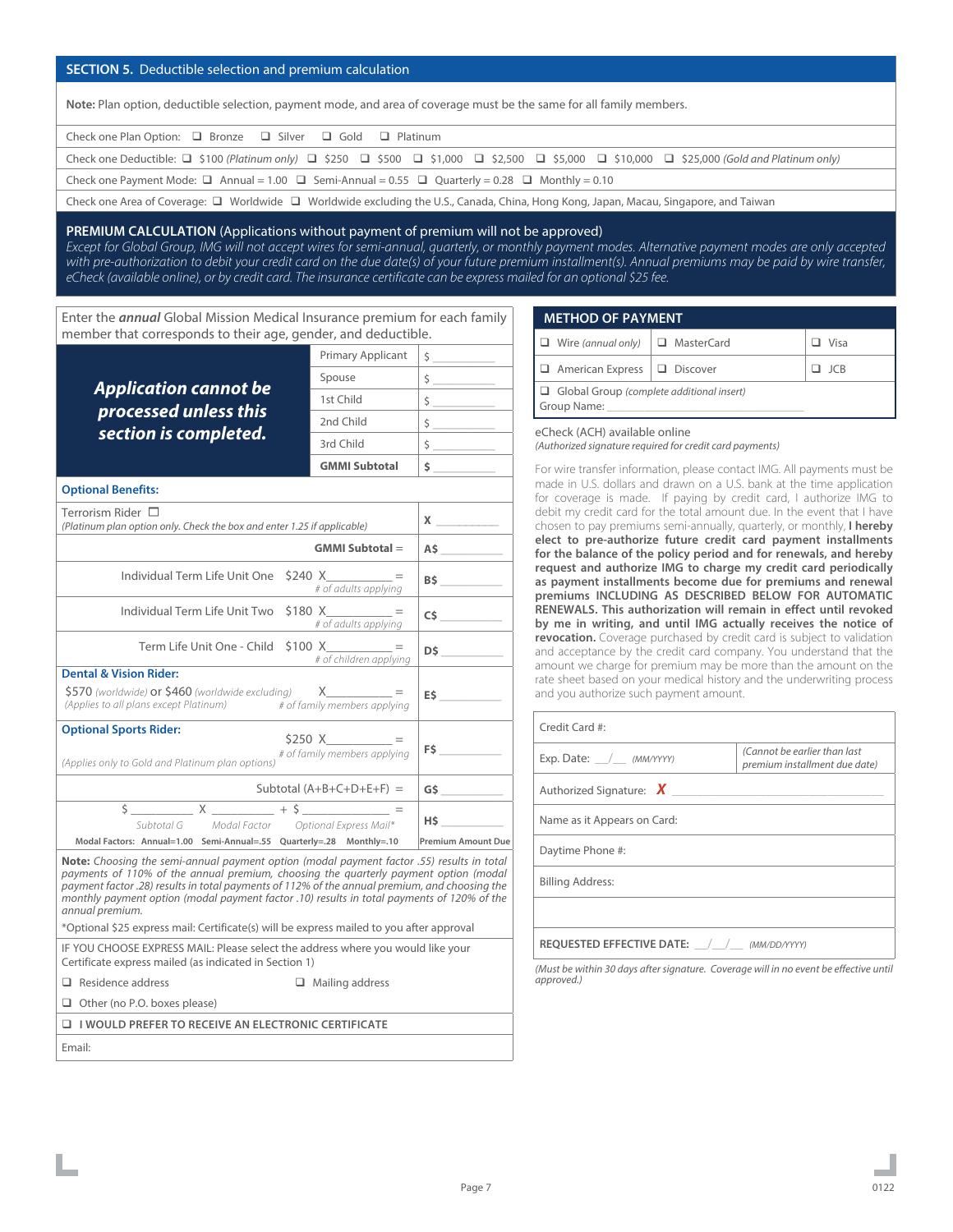## SECTION 5. Deductible selection and premium calculation

**Note:** Plan option, deductible selection, payment mode, and area of coverage must be the same for all family members.

Check one Plan Option: ❑ Bronze ❑ Silver ❑ Gold ❑ Platinum

Check one Deductible: ❑ $100 *(Platinum only)* ❑ $250 ❑ $500 ❑ $1,000 ❑ $2,500 ❑ $5,000 ❑ $10,000 ❑ $25,000 *(Gold and Platinum only)*

Check one Payment Mode: ❑ Annual = 1.00 ❑ Semi-Annual = 0.55 ❑ Quarterly = 0.28 ❑ Monthly = 0.10

Check one Area of Coverage: ❑ Worldwide ❑ Worldwide excluding the U.S., Canada, China, Hong Kong, Japan, Macau, Singapore, and Taiwan

### PREMIUM CALCULATION (Applications without payment of premium will not be approved)

*Except for Global Group, IMG will not accept wires for semi-annual, quarterly, or monthly payment modes. Alternative payment modes are only accepted with pre-authorization to debit your credit card on the due date(s) of your future premium installment(s). Annual premiums may be paid by wire transfer, eCheck (available online), or by credit card. The insurance certificate can be express mailed for an optional $25 fee.*

Enter the ***annual*** Global Mission Medical Insurance premium for each family member that corresponds to their age, gender, and deductible.

| ***Application cannot be processed unless this section is completed.*** | | |
|---|---|---|
| | Primary Applicant | $ ________ |
| | Spouse | $ ________ |
| | 1st Child | $ ________ |
| | 2nd Child | $ ________ |
| | 3rd Child | $ ________ |
| | **GMMI Subtotal** | **$** ________ |

**Optional Benefits:**

| | |
|---|---|
| Terrorism Rider ☐ *(Platinum plan option only. Check the box and enter 1.25 if applicable)* | **X** ________ |
| **GMMI Subtotal** = | **A$** ________ |
| Individual Term Life Unit One $240 X________ = *# of adults applying* | **B$** ________ |
| Individual Term Life Unit Two $180 X________ = *# of adults applying* | **C$** ________ |
| Term Life Unit One - Child $100 X________ = *# of children applying* | **D$** ________ |
| **Dental & Vision Rider:** $570 *(worldwide)* or $460 *(worldwide excluding)* X________ = *# of family members applying* *(Applies to all plans except Platinum)* | **E$** ________ |
| **Optional Sports Rider:** $250 X________ = *# of family members applying* *(Applies only to Gold and Platinum plan options)* | **F$** ________ |
| Subtotal (A+B+C+D+E+F) = | **G$** ________ |
| $ ________ X ________ + $ ________ = *Subtotal G* *Modal Factor* *Optional Express Mail\** | **H$** ________ Premium Amount Due |

**Modal Factors: Annual=1.00 Semi-Annual=.55 Quarterly=.28 Monthly=.10**

**Note:** *Choosing the semi-annual payment option (modal payment factor .55) results in total payments of 110% of the annual premium, choosing the quarterly payment option (modal payment factor .28) results in total payments of 112% of the annual premium, and choosing the monthly payment option (modal payment factor .10) results in total payments of 120% of the annual premium.*

\*Optional $25 express mail: Certificate(s) will be express mailed to you after approval

IF YOU CHOOSE EXPRESS MAIL: Please select the address where you would like your Certificate express mailed (as indicated in Section 1)

❑ Residence address ❑ Mailing address

❑ Other (no P.O. boxes please)

❑ **I WOULD PREFER TO RECEIVE AN ELECTRONIC CERTIFICATE**

Email:

### METHOD OF PAYMENT

| | | |
|---|---|---|
| ❑ Wire *(annual only)* | ❑ MasterCard | ❑ Visa |
| ❑ American Express | ❑ Discover | ❑ JCB |
| ❑ Global Group *(complete additional insert)* Group Name: ________ | | |

eCheck (ACH) available online
*(Authorized signature required for credit card payments)*

For wire transfer information, please contact IMG. All payments must be made in U.S. dollars and drawn on a U.S. bank at the time application for coverage is made. If paying by credit card, I authorize IMG to debit my credit card for the total amount due. In the event that I have chosen to pay premiums semi-annually, quarterly, or monthly, **I hereby elect to pre-authorize future credit card payment installments for the balance of the policy period and for renewals, and hereby request and authorize IMG to charge my credit card periodically as payment installments become due for premiums and renewal premiums INCLUDING AS DESCRIBED BELOW FOR AUTOMATIC RENEWALS. This authorization will remain in effect until revoked by me in writing, and until IMG actually receives the notice of revocation.** Coverage purchased by credit card is subject to validation and acceptance by the credit card company. You understand that the amount we charge for premium may be more than the amount on the rate sheet based on your medical history and the underwriting process and you authorize such payment amount.

Credit Card #:

Exp. Date: __/__ *(MM/YYYY)* *(Cannot be earlier than last premium installment due date)*

Authorized Signature: **X** ________

Name as it Appears on Card:

Daytime Phone #:

Billing Address:

**REQUESTED EFFECTIVE DATE:** __/__/__ *(MM/DD/YYYY)*

*(Must be within 30 days after signature. Coverage will in no event be effective until approved.)*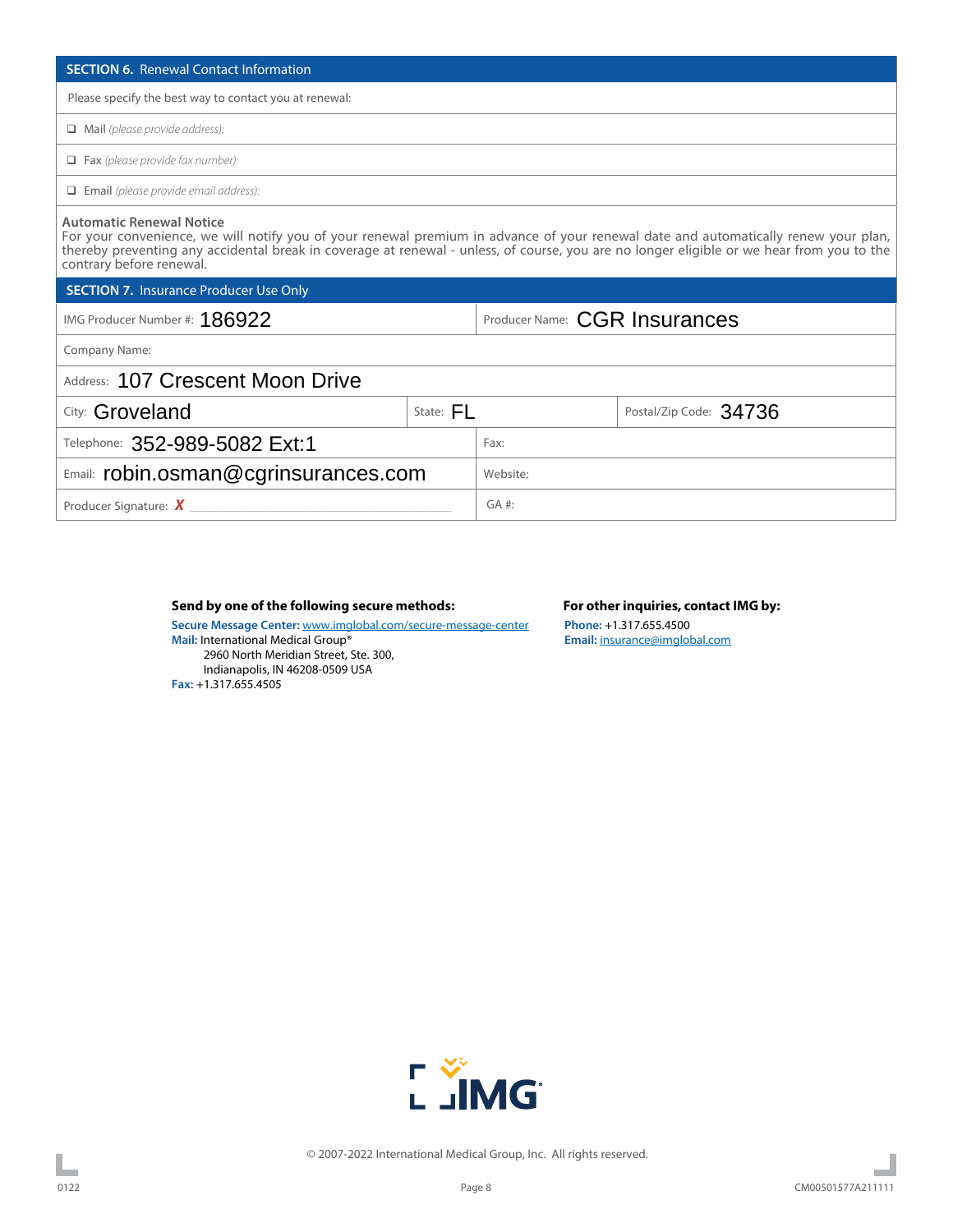## SECTION 6. Renewal Contact Information

Please specify the best way to contact you at renewal:

- ❑ Mail *(please provide address):*
- ❑ Fax *(please provide fax number):*
- ❑ Email *(please provide email address):*

**Automatic Renewal Notice**
For your convenience, we will notify you of your renewal premium in advance of your renewal date and automatically renew your plan, thereby preventing any accidental break in coverage at renewal - unless, of course, you are no longer eligible or we hear from you to the contrary before renewal.

## SECTION 7. Insurance Producer Use Only

| | | |
|---|---|---|
| IMG Producer Number #: 186922 | Producer Name: CGR Insurances | |
| Company Name: | | |
| Address: 107 Crescent Moon Drive | | |
| City: Groveland | State: FL | Postal/Zip Code: 34736 |
| Telephone: 352-989-5082 Ext:1 | Fax: | |
| Email: robin.osman@cgrinsurances.com | Website: | |
| Producer Signature: X ______________________ | GA #: | |

**Send by one of the following secure methods:**

**Secure Message Center:** www.imglobal.com/secure-message-center
**Mail:** International Medical Group®
2960 North Meridian Street, Ste. 300,
Indianapolis, IN 46208-0509 USA
**Fax:** +1.317.655.4505

**For other inquiries, contact IMG by:**

**Phone:** +1.317.655.4500
**Email:** insurance@imglobal.com

IMG

© 2007-2022 International Medical Group, Inc. All rights reserved.

0122 CM00501577A211111